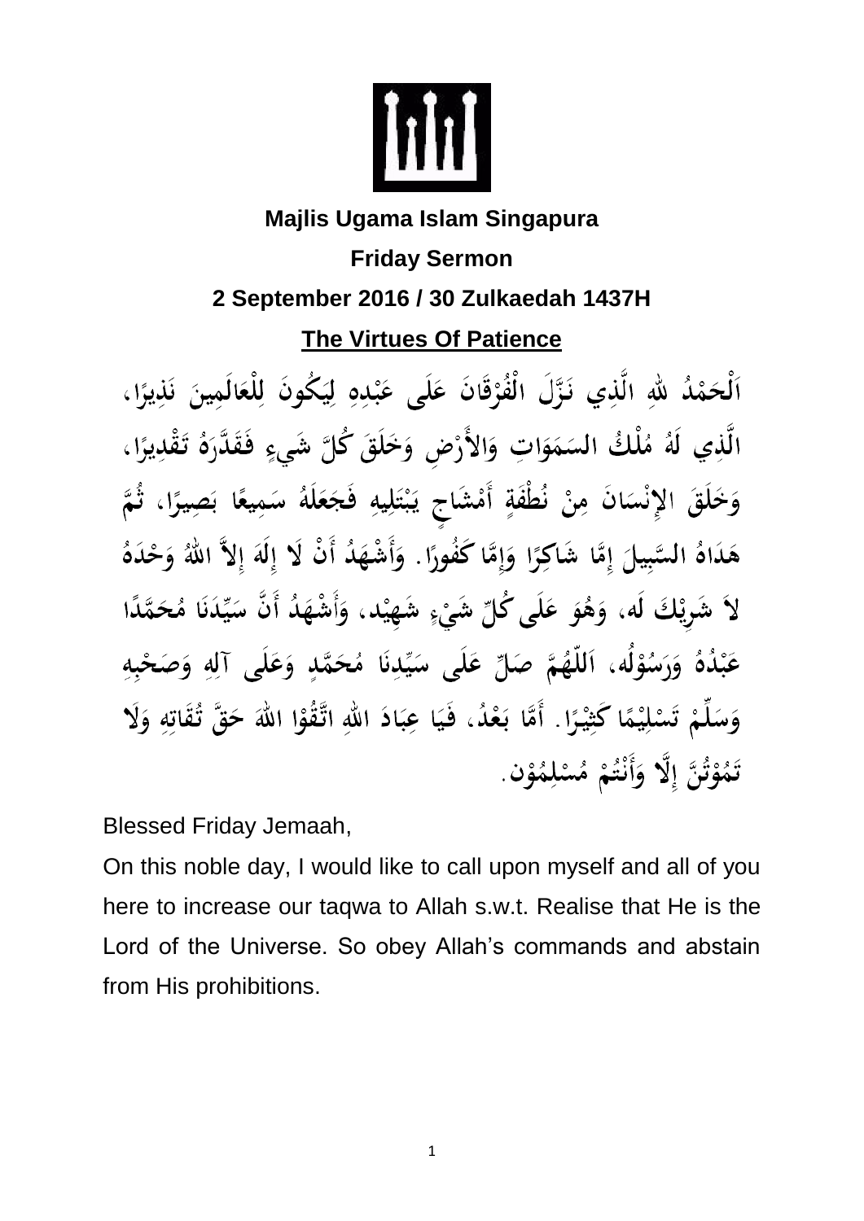**Majlis Ugama Islam Singapura**

**Friday Sermon**

**2 September 2016 / 30 Zulkaedah 1437H**

**The Virtues Of Patience**

اَلْحَمْدُ للهِ الَّذِي نَزَّلَ الْفُرْقَانَ عَلَى عَبْدِهِ لِيَكُونَ لِلْعَالَمِينَ نَذِيرًا، الَّذِي لَهُ مُلْكُ السَمَوَاتِ وَالأَرْضِ وَخَلَقَ كُلَّ شَيءٍ فَقَدَّرَهُ تَقْدِيرًا، وَخَلَقَ الإِنْسَانَ مِنْ نُطْفَةٍ أَمْشَاجٍ يَبْتَلِيهِ فَجَعَلَهُ سَمِيعًا بَصِيرًا، ثُمَّ هَدَاهُ السَّبِيلَ إِمَّا شَاكِرًا وَإِمَّا كَفُورًا. وَأَشْهَدُ أَنْ لَا إِلَهَ إِلاَّ اللهُ وَحْدَهُ لاَ شَرِيْكَ لَه، وَهُوَ عَلَى كُلِّ شَيْءٍ شَهِيْد، وَأَشْهَدُ أَنَّ سَيِّدَنَا مُحَمَّدًا عَبْدُهُ وَرَسُوْلُه، اَللّهُمَّ صَلِّ عَلَى سَيِّدِنَا مُحَمَّدٍ وَعَلَى آلِهِ وَصَحْبِهِ وَسَلِّمْ تَسْلِيْمًا كَثِيْرًا. أَمَّا بَعْدُ، فَيَا عِبَادَ اللهِ اتَّقُوْا اللهَ حَقَّ تُقَاتِهِ وَلَا تَمُوْتُنَّ إِلَّا وَأَنْتُمْ مُسْلِمُوْن.

Blessed Friday Jemaah,

On this noble day, I would like to call upon myself and all of you here to increase our taqwa to Allah s.w.t. Realise that He is the Lord of the Universe. So obey Allah's commands and abstain from His prohibitions.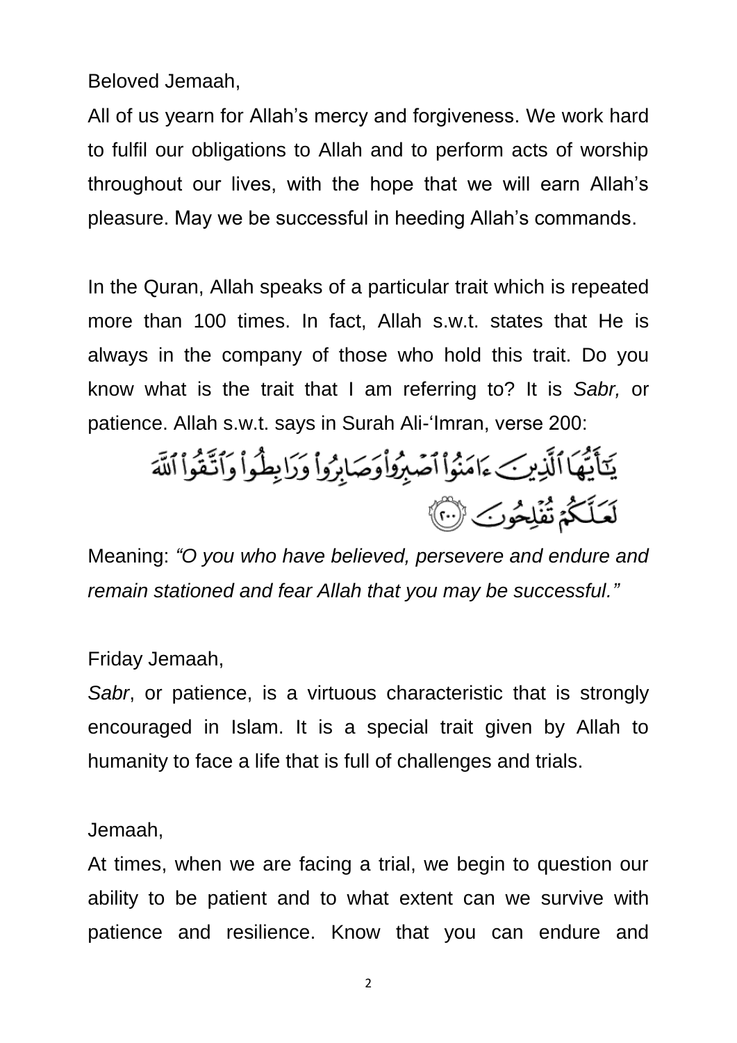Beloved Jemaah,

All of us yearn for Allah's mercy and forgiveness. We work hard to fulfil our obligations to Allah and to perform acts of worship throughout our lives, with the hope that we will earn Allah's pleasure. May we be successful in heeding Allah's commands.

In the Quran, Allah speaks of a particular trait which is repeated more than 100 times. In fact, Allah s.w.t. states that He is always in the company of those who hold this trait. Do you know what is the trait that I am referring to? It is *Sabr,* or patience. Allah s.w.t. says in Surah Ali-'Imran, verse 200:

يَٰٓأَيُّهَا ٱلَّذِينَ ءَامَنُوا۟ ٱصْبِرُوا۟ وَصَابِرُوا۟ وَرَابِطُوا۟ وَٱتَّقُوا۟ ٱللَّهَ لَعَلَّكُمْ تُفْلِحُونَ ﴿٢٠٠﴾

Meaning: *"O you who have believed, persevere and endure and remain stationed and fear Allah that you may be successful."*

Friday Jemaah,

*Sabr*, or patience, is a virtuous characteristic that is strongly encouraged in Islam. It is a special trait given by Allah to humanity to face a life that is full of challenges and trials.

Jemaah,

At times, when we are facing a trial, we begin to question our ability to be patient and to what extent can we survive with patience and resilience. Know that you can endure and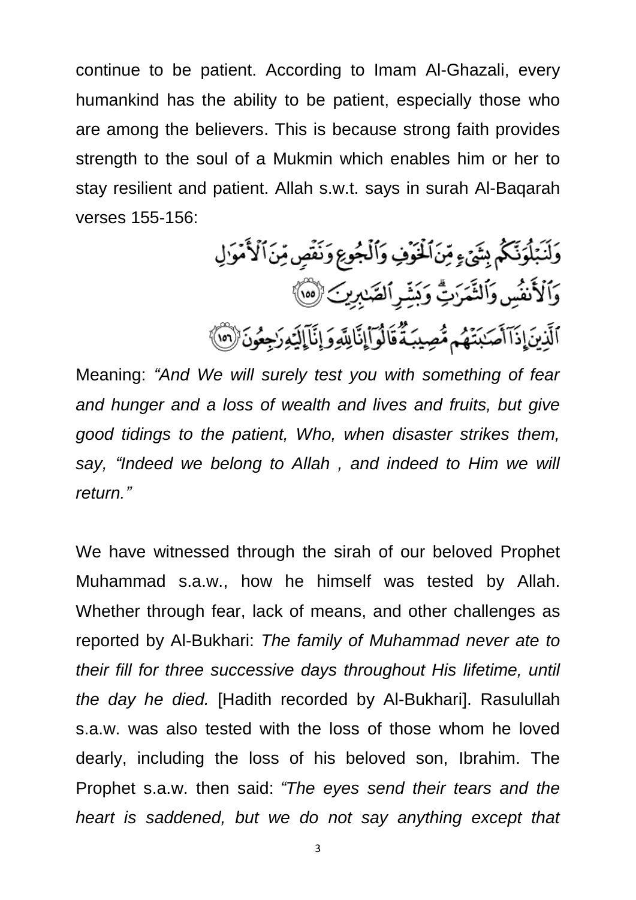continue to be patient. According to Imam Al-Ghazali, every humankind has the ability to be patient, especially those who are among the believers. This is because strong faith provides strength to the soul of a Mukmin which enables him or her to stay resilient and patient. Allah s.w.t. says in surah Al-Baqarah verses 155-156:

وَلَنَبْلُوَنَّكُم بِشَيْءٍ مِّنَ ٱلْخَوْفِ وَٱلْجُوعِ وَنَقْصٍ مِّنَ ٱلْأَمْوَٰلِ وَٱلْأَنفُسِ وَٱلثَّمَرَٰتِ ۗ وَبَشِّرِ ٱلصَّٰبِرِينَ ﴿١٥٥﴾
ٱلَّذِينَ إِذَآ أَصَٰبَتْهُم مُّصِيبَةٌ قَالُوٓا۟ إِنَّا لِلَّهِ وَإِنَّآ إِلَيْهِ رَٰجِعُونَ ﴿١٥٦﴾

Meaning: *"And We will surely test you with something of fear and hunger and a loss of wealth and lives and fruits, but give good tidings to the patient, Who, when disaster strikes them, say, "Indeed we belong to Allah , and indeed to Him we will return."*

We have witnessed through the sirah of our beloved Prophet Muhammad s.a.w., how he himself was tested by Allah. Whether through fear, lack of means, and other challenges as reported by Al-Bukhari: *The family of Muhammad never ate to their fill for three successive days throughout His lifetime, until the day he died.* [Hadith recorded by Al-Bukhari]. Rasulullah s.a.w. was also tested with the loss of those whom he loved dearly, including the loss of his beloved son, Ibrahim. The Prophet s.a.w. then said: *"The eyes send their tears and the heart is saddened, but we do not say anything except that*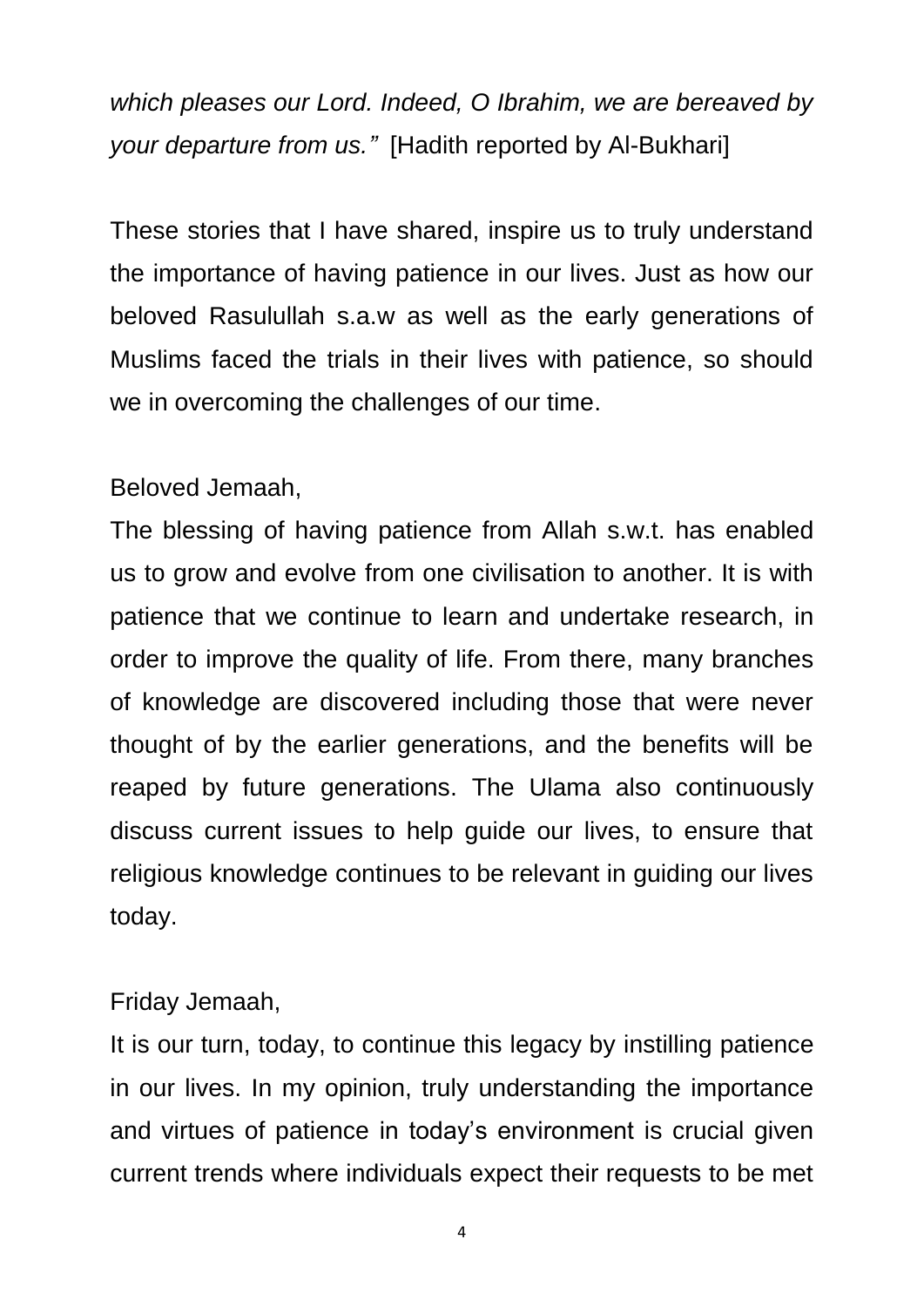*which pleases our Lord. Indeed, O Ibrahim, we are bereaved by your departure from us."* [Hadith reported by Al-Bukhari]

These stories that I have shared, inspire us to truly understand the importance of having patience in our lives. Just as how our beloved Rasulullah s.a.w as well as the early generations of Muslims faced the trials in their lives with patience, so should we in overcoming the challenges of our time.

Beloved Jemaah,

The blessing of having patience from Allah s.w.t. has enabled us to grow and evolve from one civilisation to another. It is with patience that we continue to learn and undertake research, in order to improve the quality of life. From there, many branches of knowledge are discovered including those that were never thought of by the earlier generations, and the benefits will be reaped by future generations. The Ulama also continuously discuss current issues to help guide our lives, to ensure that religious knowledge continues to be relevant in guiding our lives today.

Friday Jemaah,

It is our turn, today, to continue this legacy by instilling patience in our lives. In my opinion, truly understanding the importance and virtues of patience in today's environment is crucial given current trends where individuals expect their requests to be met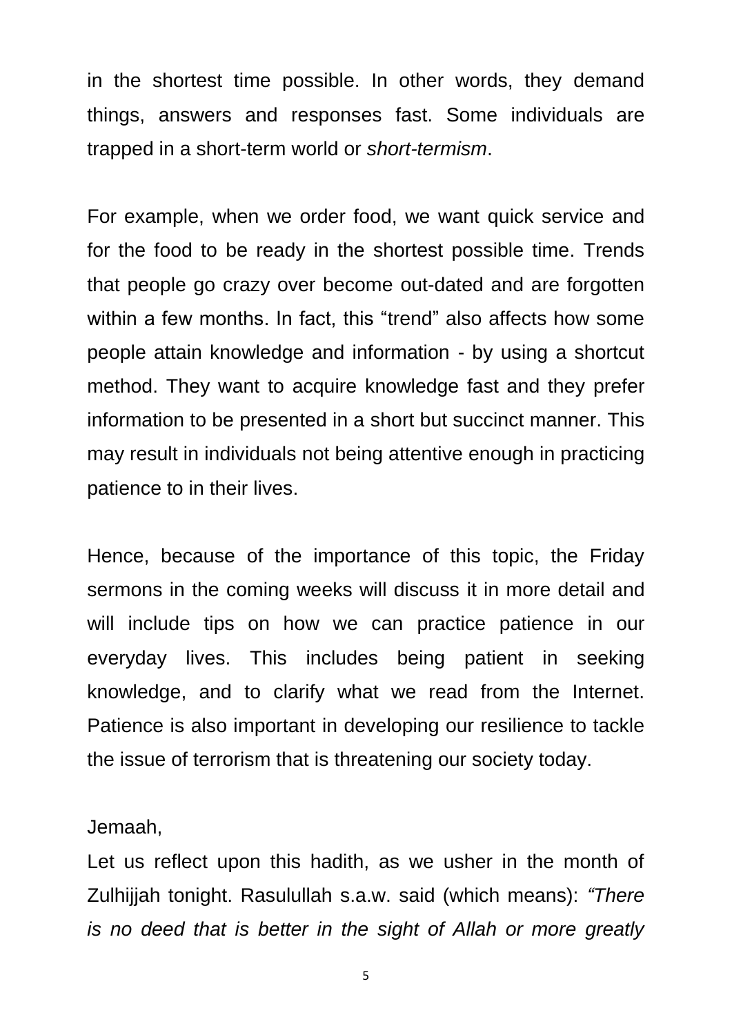in the shortest time possible. In other words, they demand things, answers and responses fast. Some individuals are trapped in a short-term world or *short-termism*.

For example, when we order food, we want quick service and for the food to be ready in the shortest possible time. Trends that people go crazy over become out-dated and are forgotten within a few months. In fact, this "trend" also affects how some people attain knowledge and information - by using a shortcut method. They want to acquire knowledge fast and they prefer information to be presented in a short but succinct manner. This may result in individuals not being attentive enough in practicing patience to in their lives.

Hence, because of the importance of this topic, the Friday sermons in the coming weeks will discuss it in more detail and will include tips on how we can practice patience in our everyday lives. This includes being patient in seeking knowledge, and to clarify what we read from the Internet. Patience is also important in developing our resilience to tackle the issue of terrorism that is threatening our society today.

Jemaah,

Let us reflect upon this hadith, as we usher in the month of Zulhijjah tonight. Rasulullah s.a.w. said (which means): *"There is no deed that is better in the sight of Allah or more greatly*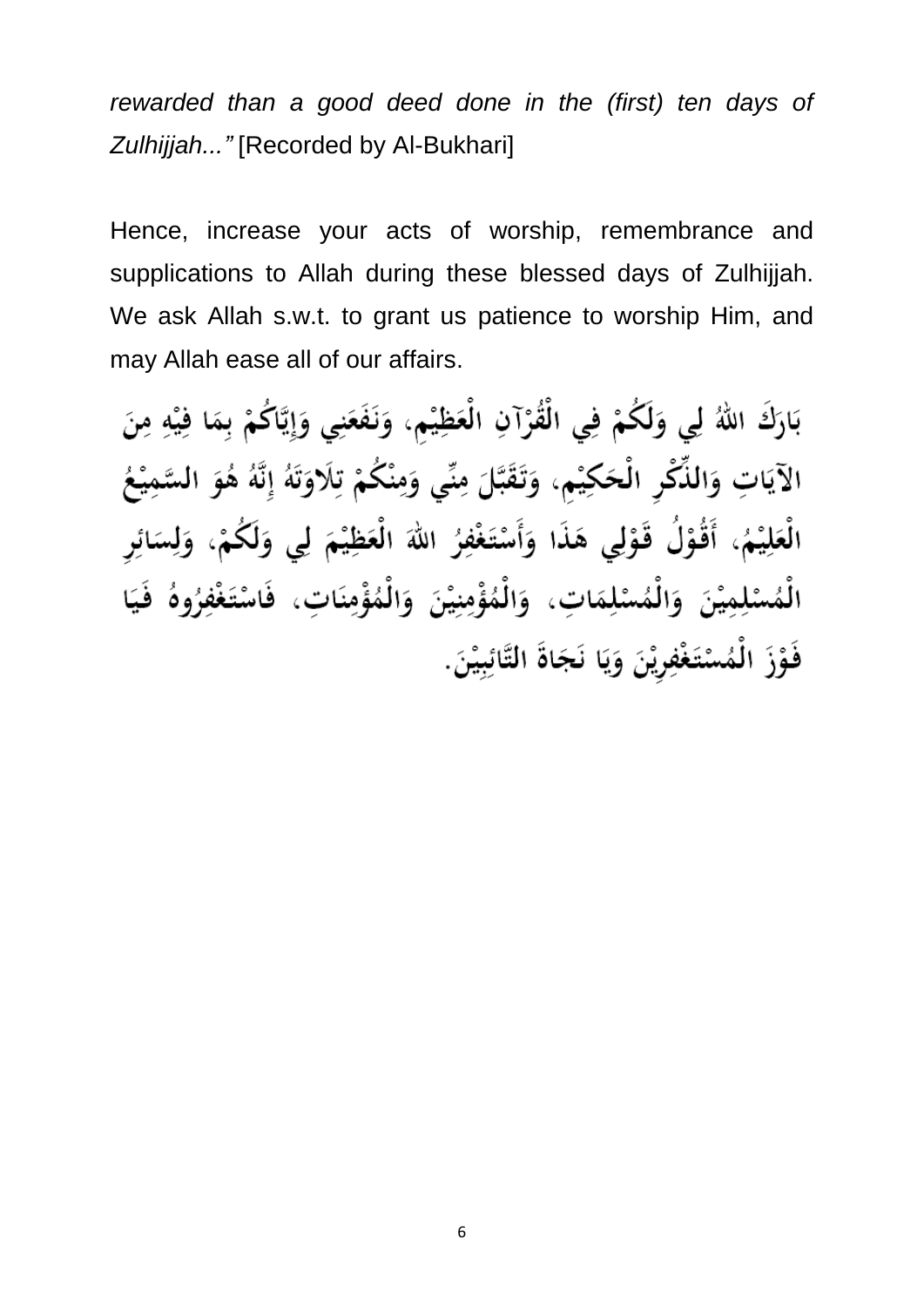*rewarded than a good deed done in the (first) ten days of Zulhijjah..."* [Recorded by Al-Bukhari]

Hence, increase your acts of worship, remembrance and supplications to Allah during these blessed days of Zulhijjah. We ask Allah s.w.t. to grant us patience to worship Him, and may Allah ease all of our affairs.

بَارَكَ اللهُ لِي وَلَكُمْ فِي الْقُرْآنِ الْعَظِيْمِ، وَنَفَعَنِي وَإِيَّاكُمْ بِمَا فِيْهِ مِنَ الآيَاتِ وَالذِّكْرِ الْحَكِيْمِ، وَتَقَبَّلَ مِنِّي وَمِنْكُمْ تِلَاوَتَهُ إِنَّهُ هُوَ السَّمِيْعُ الْعَلِيْمُ، أَقُوْلُ قَوْلِي هَذَا وَأَسْتَغْفِرُ اللهَ الْعَظِيْمَ لِي وَلَكُمْ، وَلِسَائِرِ الْمُسْلِمِيْنَ وَالْمُسْلِمَاتِ، وَالْمُؤْمِنِيْنَ وَالْمُؤْمِنَاتِ، فَاسْتَغْفِرُوهُ فَيَا فَوْزَ الْمُسْتَغْفِرِيْنَ وَيَا نَجَاةَ التَّائِبِيْنَ.